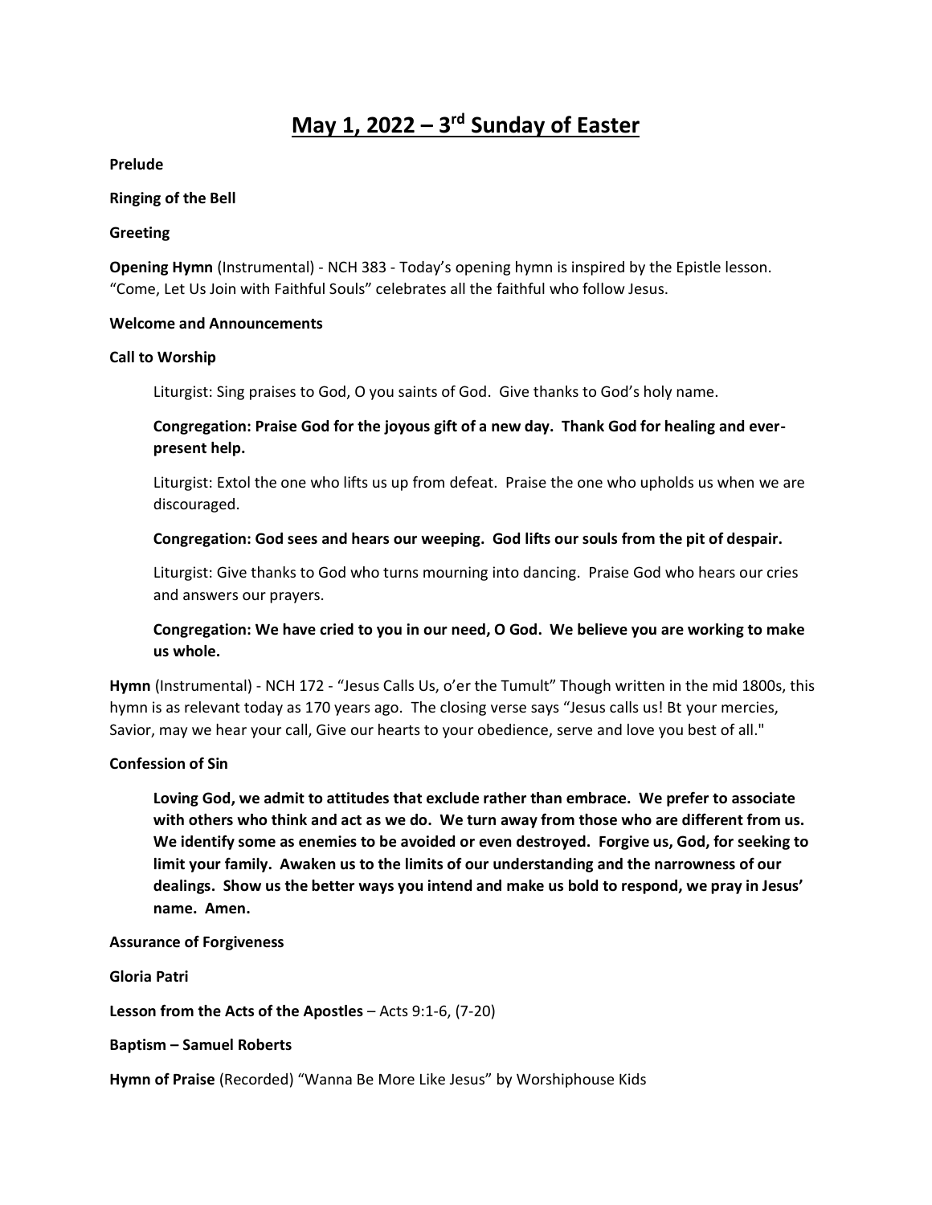# May 1, 2022 – 3rd Sunday of Easter

**Prelude**

**Ringing of the Bell**

**Greeting**

**Opening Hymn** (Instrumental) - NCH 383 - Today's opening hymn is inspired by the Epistle lesson. "Come, Let Us Join with Faithful Souls" celebrates all the faithful who follow Jesus.

**Welcome and Announcements**

**Call to Worship**

> Liturgist: Sing praises to God, O you saints of God. Give thanks to God's holy name.
>
> **Congregation: Praise God for the joyous gift of a new day. Thank God for healing and ever-present help.**
>
> Liturgist: Extol the one who lifts us up from defeat. Praise the one who upholds us when we are discouraged.
>
> **Congregation: God sees and hears our weeping. God lifts our souls from the pit of despair.**
>
> Liturgist: Give thanks to God who turns mourning into dancing. Praise God who hears our cries and answers our prayers.
>
> **Congregation: We have cried to you in our need, O God. We believe you are working to make us whole.**

**Hymn** (Instrumental) - NCH 172 - "Jesus Calls Us, o'er the Tumult" Though written in the mid 1800s, this hymn is as relevant today as 170 years ago. The closing verse says "Jesus calls us! Bt your mercies, Savior, may we hear your call, Give our hearts to your obedience, serve and love you best of all."

**Confession of Sin**

> **Loving God, we admit to attitudes that exclude rather than embrace. We prefer to associate with others who think and act as we do. We turn away from those who are different from us. We identify some as enemies to be avoided or even destroyed. Forgive us, God, for seeking to limit your family. Awaken us to the limits of our understanding and the narrowness of our dealings. Show us the better ways you intend and make us bold to respond, we pray in Jesus' name. Amen.**

**Assurance of Forgiveness**

**Gloria Patri**

**Lesson from the Acts of the Apostles** – Acts 9:1-6, (7-20)

**Baptism – Samuel Roberts**

**Hymn of Praise** (Recorded) "Wanna Be More Like Jesus" by Worshiphouse Kids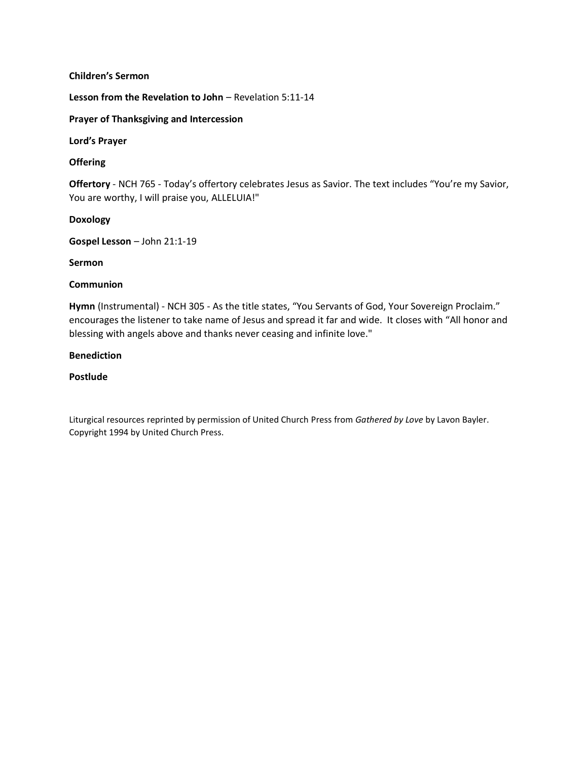**Children's Sermon**

**Lesson from the Revelation to John** – Revelation 5:11-14

**Prayer of Thanksgiving and Intercession**

**Lord's Prayer**

**Offering**

**Offertory** - NCH 765 - Today's offertory celebrates Jesus as Savior. The text includes "You're my Savior, You are worthy, I will praise you, ALLELUIA!"

**Doxology**

**Gospel Lesson** – John 21:1-19

**Sermon**

**Communion**

**Hymn** (Instrumental) - NCH 305 - As the title states, "You Servants of God, Your Sovereign Proclaim." encourages the listener to take name of Jesus and spread it far and wide. It closes with "All honor and blessing with angels above and thanks never ceasing and infinite love."

**Benediction**

**Postlude**

Liturgical resources reprinted by permission of United Church Press from *Gathered by Love* by Lavon Bayler. Copyright 1994 by United Church Press.